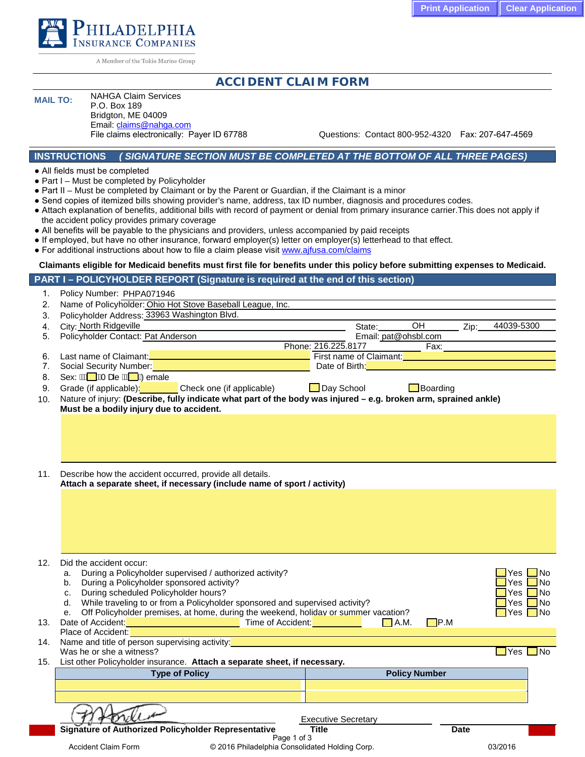Print Application | Clear Application

PHILADELPHIA INSURANCE COMPANIES
A Member of the Tokio Marine Group

# ACCIDENT CLAIM FORM

**MAIL TO:** NAHGA Claim Services
P.O. Box 189
Bridgton, ME 04009
Email: claims@nahga.com
File claims electronically: Payer ID 67788

Questions: Contact 800-952-4320 Fax: 207-647-4569

## INSTRUCTIONS *( SIGNATURE SECTION MUST BE COMPLETED AT THE BOTTOM OF ALL THREE PAGES)*

- All fields must be completed
- Part I – Must be completed by Policyholder
- Part II – Must be completed by Claimant or by the Parent or Guardian, if the Claimant is a minor
- Send copies of itemized bills showing provider's name, address, tax ID number, diagnosis and procedures codes.
- Attach explanation of benefits, additional bills with record of payment or denial from primary insurance carrier.This does not apply if the accident policy provides primary coverage
- All benefits will be payable to the physicians and providers, unless accompanied by paid receipts
- If employed, but have no other insurance, forward employer(s) letter on employer(s) letterhead to that effect.
- For additional instructions about how to file a claim please visit www.ajfusa.com/claims

**Claimants eligible for Medicaid benefits must first file for benefits under this policy before submitting expenses to Medicaid.**

## PART I – POLICYHOLDER REPORT (Signature is required at the end of this section)

1. Policy Number: PHPA071946
2. Name of Policyholder: Ohio Hot Stove Baseball League, Inc.
3. Policyholder Address: 33963 Washington Blvd.
4. City: North Ridgeville State: OH Zip: 44039-5300
5. Policyholder Contact: Pat Anderson Email: pat@ohsbl.com
   Phone: 216.225.8177 Fax:
6. Last name of Claimant: First name of Claimant:
7. Social Security Number: Date of Birth:
8. Sex: ☐ Male ☐ Female
9. Grade (if applicable): Check one (if applicable) ☐ Day School ☐ Boarding
10. Nature of injury: **(Describe, fully indicate what part of the body was injured – e.g. broken arm, sprained ankle) Must be a bodily injury due to accident.**
11. Describe how the accident occurred, provide all details.
    **Attach a separate sheet, if necessary (include name of sport / activity)**
12. Did the accident occur:
    a. During a Policyholder supervised / authorized activity? ☐ Yes ☐ No
    b. During a Policyholder sponsored activity? ☐ Yes ☐ No
    c. During scheduled Policyholder hours? ☐ Yes ☐ No
    d. While traveling to or from a Policyholder sponsored and supervised activity? ☐ Yes ☐ No
    e. Off Policyholder premises, at home, during the weekend, holiday or summer vacation? ☐ Yes ☐ No
13. Date of Accident: Time of Accident: ☐ A.M. ☐ P.M
    Place of Accident:
14. Name and title of person supervising activity:
    Was he or she a witness? ☐ Yes ☐ No
15. List other Policyholder insurance. **Attach a separate sheet, if necessary.**

| Type of Policy | Policy Number |
|---|---|
| | |
| | |

[Signature] Executive Secretary

**Signature of Authorized Policyholder Representative** | **Title** | **Date**

Accident Claim Form © 2016 Philadelphia Consolidated Holding Corp. 03/2016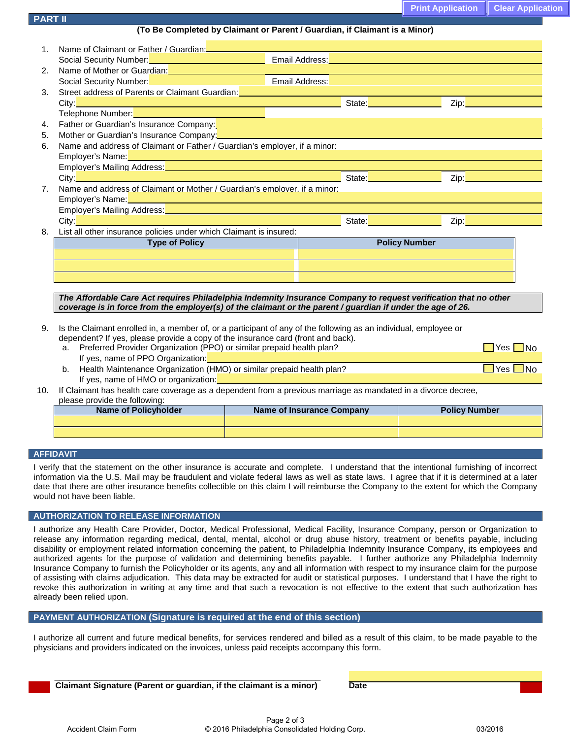## PART II

**(To Be Completed by Claimant or Parent / Guardian, if Claimant is a Minor)**

1. Name of Claimant or Father / Guardian: \_\_\_\_\_\_\_\_\_\_
   Social Security Number: \_\_\_\_\_\_\_\_\_\_ Email Address: \_\_\_\_\_\_\_\_\_\_
2. Name of Mother or Guardian: \_\_\_\_\_\_\_\_\_\_
   Social Security Number: \_\_\_\_\_\_\_\_\_\_ Email Address: \_\_\_\_\_\_\_\_\_\_
3. Street address of Parents or Claimant Guardian: \_\_\_\_\_\_\_\_\_\_
   City: \_\_\_\_\_\_\_\_\_\_ State: \_\_\_\_\_\_\_\_\_\_ Zip: \_\_\_\_\_\_\_\_\_\_
   Telephone Number: \_\_\_\_\_\_\_\_\_\_
4. Father or Guardian's Insurance Company: \_\_\_\_\_\_\_\_\_\_
5. Mother or Guardian's Insurance Company: \_\_\_\_\_\_\_\_\_\_
6. Name and address of Claimant or Father / Guardian's employer, if a minor:
   Employer's Name: \_\_\_\_\_\_\_\_\_\_
   Employer's Mailing Address: \_\_\_\_\_\_\_\_\_\_
   City: \_\_\_\_\_\_\_\_\_\_ State: \_\_\_\_\_\_\_\_\_\_ Zip: \_\_\_\_\_\_\_\_\_\_
7. Name and address of Claimant or Mother / Guardian's employer, if a minor:
   Employer's Name: \_\_\_\_\_\_\_\_\_\_
   Employer's Mailing Address: \_\_\_\_\_\_\_\_\_\_
   City: \_\_\_\_\_\_\_\_\_\_ State: \_\_\_\_\_\_\_\_\_\_ Zip: \_\_\_\_\_\_\_\_\_\_
8. List all other insurance policies under which Claimant is insured:

| Type of Policy | Policy Number |
|---|---|
| | |
| | |
| | |

***The Affordable Care Act requires Philadelphia Indemnity Insurance Company to request verification that no other coverage is in force from the employer(s) of the claimant or the parent / guardian if under the age of 26.***

9. Is the Claimant enrolled in, a member of, or a participant of any of the following as an individual, employee or dependent? If yes, please provide a copy of the insurance card (front and back).
   a. Preferred Provider Organization (PPO) or similar prepaid health plan? ☐ Yes ☐ No
      If yes, name of PPO Organization: \_\_\_\_\_\_\_\_\_\_
   b. Health Maintenance Organization (HMO) or similar prepaid health plan? ☐ Yes ☐ No
      If yes, name of HMO or organization: \_\_\_\_\_\_\_\_\_\_
10. If Claimant has health care coverage as a dependent from a previous marriage as mandated in a divorce decree, please provide the following:

| Name of Policyholder | Name of Insurance Company | Policy Number |
|---|---|---|
| | | |
| | | |

## AFFIDAVIT

I verify that the statement on the other insurance is accurate and complete. I understand that the intentional furnishing of incorrect information via the U.S. Mail may be fraudulent and violate federal laws as well as state laws. I agree that if it is determined at a later date that there are other insurance benefits collectible on this claim I will reimburse the Company to the extent for which the Company would not have been liable.

## AUTHORIZATION TO RELEASE INFORMATION

I authorize any Health Care Provider, Doctor, Medical Professional, Medical Facility, Insurance Company, person or Organization to release any information regarding medical, dental, mental, alcohol or drug abuse history, treatment or benefits payable, including disability or employment related information concerning the patient, to Philadelphia Indemnity Insurance Company, its employees and authorized agents for the purpose of validation and determining benefits payable. I further authorize any Philadelphia Indemnity Insurance Company to furnish the Policyholder or its agents, any and all information with respect to my insurance claim for the purpose of assisting with claims adjudication. This data may be extracted for audit or statistical purposes. I understand that I have the right to revoke this authorization in writing at any time and that such a revocation is not effective to the extent that such authorization has already been relied upon.

## PAYMENT AUTHORIZATION (Signature is required at the end of this section)

I authorize all current and future medical benefits, for services rendered and billed as a result of this claim, to be made payable to the physicians and providers indicated on the invoices, unless paid receipts accompany this form.

\_\_\_\_\_\_\_\_\_\_\_\_\_\_\_\_\_\_\_\_\_\_\_\_\_\_\_\_\_\_ \_\_\_\_\_\_\_\_\_\_\_\_\_\_\_
**Claimant Signature (Parent or guardian, if the claimant is a minor)** **Date**

Accident Claim Form © 2016 Philadelphia Consolidated Holding Corp. 03/2016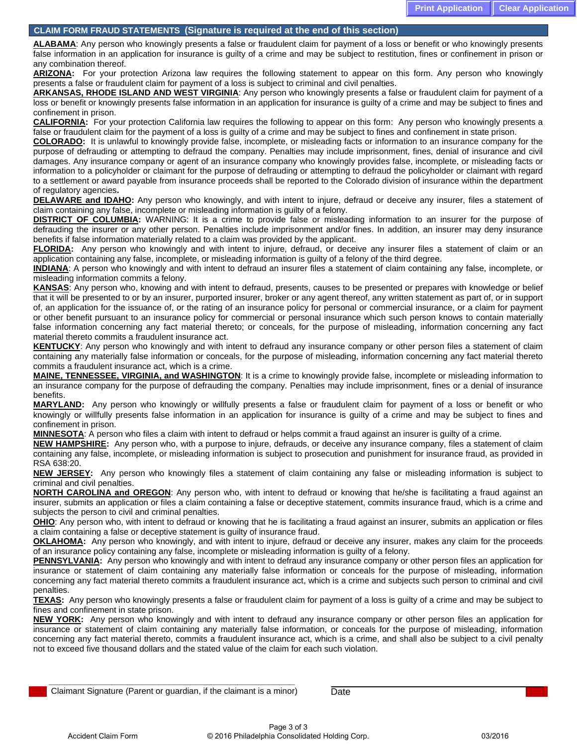## CLAIM FORM FRAUD STATEMENTS (Signature is required at the end of this section)

**ALABAMA**: Any person who knowingly presents a false or fraudulent claim for payment of a loss or benefit or who knowingly presents false information in an application for insurance is guilty of a crime and may be subject to restitution, fines or confinement in prison or any combination thereof.

**ARIZONA:** For your protection Arizona law requires the following statement to appear on this form. Any person who knowingly presents a false or fraudulent claim for payment of a loss is subject to criminal and civil penalties.

**ARKANSAS, RHODE ISLAND AND WEST VIRGINIA**: Any person who knowingly presents a false or fraudulent claim for payment of a loss or benefit or knowingly presents false information in an application for insurance is guilty of a crime and may be subject to fines and confinement in prison.

**CALIFORNIA:** For your protection California law requires the following to appear on this form: Any person who knowingly presents a false or fraudulent claim for the payment of a loss is guilty of a crime and may be subject to fines and confinement in state prison.

**COLORADO:** It is unlawful to knowingly provide false, incomplete, or misleading facts or information to an insurance company for the purpose of defrauding or attempting to defraud the company. Penalties may include imprisonment, fines, denial of insurance and civil damages. Any insurance company or agent of an insurance company who knowingly provides false, incomplete, or misleading facts or information to a policyholder or claimant for the purpose of defrauding or attempting to defraud the policyholder or claimant with regard to a settlement or award payable from insurance proceeds shall be reported to the Colorado division of insurance within the department of regulatory agencies**.**

**DELAWARE and IDAHO:** Any person who knowingly, and with intent to injure, defraud or deceive any insurer, files a statement of claim containing any false, incomplete or misleading information is guilty of a felony.

**DISTRICT OF COLUMBIA:** WARNING: It is a crime to provide false or misleading information to an insurer for the purpose of defrauding the insurer or any other person. Penalties include imprisonment and/or fines. In addition, an insurer may deny insurance benefits if false information materially related to a claim was provided by the applicant.

**FLORIDA:** Any person who knowingly and with intent to injure, defraud, or deceive any insurer files a statement of claim or an application containing any false, incomplete, or misleading information is guilty of a felony of the third degree.

**INDIANA**: A person who knowingly and with intent to defraud an insurer files a statement of claim containing any false, incomplete, or misleading information commits a felony.

**KANSAS**: Any person who, knowing and with intent to defraud, presents, causes to be presented or prepares with knowledge or belief that it will be presented to or by an insurer, purported insurer, broker or any agent thereof, any written statement as part of, or in support of, an application for the issuance of, or the rating of an insurance policy for personal or commercial insurance, or a claim for payment or other benefit pursuant to an insurance policy for commercial or personal insurance which such person knows to contain materially false information concerning any fact material thereto; or conceals, for the purpose of misleading, information concerning any fact material thereto commits a fraudulent insurance act.

**KENTUCKY**: Any person who knowingly and with intent to defraud any insurance company or other person files a statement of claim containing any materially false information or conceals, for the purpose of misleading, information concerning any fact material thereto commits a fraudulent insurance act, which is a crime.

**MAINE, TENNESSEE, VIRGINIA, and WASHINGTON**: It is a crime to knowingly provide false, incomplete or misleading information to an insurance company for the purpose of defrauding the company. Penalties may include imprisonment, fines or a denial of insurance benefits.

**MARYLAND:** Any person who knowingly or willfully presents a false or fraudulent claim for payment of a loss or benefit or who knowingly or willfully presents false information in an application for insurance is guilty of a crime and may be subject to fines and confinement in prison.

**MINNESOTA**: A person who files a claim with intent to defraud or helps commit a fraud against an insurer is guilty of a crime.

**NEW HAMPSHIRE:** Any person who, with a purpose to injure, defrauds, or deceive any insurance company, files a statement of claim containing any false, incomplete, or misleading information is subject to prosecution and punishment for insurance fraud, as provided in RSA 638:20.

**NEW JERSEY:** Any person who knowingly files a statement of claim containing any false or misleading information is subject to criminal and civil penalties.

**NORTH CAROLINA and OREGON**: Any person who, with intent to defraud or knowing that he/she is facilitating a fraud against an insurer, submits an application or files a claim containing a false or deceptive statement, commits insurance fraud, which is a crime and subjects the person to civil and criminal penalties.

**OHIO**: Any person who, with intent to defraud or knowing that he is facilitating a fraud against an insurer, submits an application or files a claim containing a false or deceptive statement is guilty of insurance fraud.

**OKLAHOMA:** Any person who knowingly, and with intent to injure, defraud or deceive any insurer, makes any claim for the proceeds of an insurance policy containing any false, incomplete or misleading information is guilty of a felony.

**PENNSYLVANIA:** Any person who knowingly and with intent to defraud any insurance company or other person files an application for insurance or statement of claim containing any materially false information or conceals for the purpose of misleading, information concerning any fact material thereto commits a fraudulent insurance act, which is a crime and subjects such person to criminal and civil penalties.

**TEXAS:** Any person who knowingly presents a false or fraudulent claim for payment of a loss is guilty of a crime and may be subject to fines and confinement in state prison.

**NEW YORK:** Any person who knowingly and with intent to defraud any insurance company or other person files an application for insurance or statement of claim containing any materially false information, or conceals for the purpose of misleading, information concerning any fact material thereto, commits a fraudulent insurance act, which is a crime, and shall also be subject to a civil penalty not to exceed five thousand dollars and the stated value of the claim for each such violation.

_______________________________________________

Claimant Signature (Parent or guardian, if the claimant is a minor)

_______________________________________________

Date

Accident Claim Form

© 2016 Philadelphia Consolidated Holding Corp.

03/2016